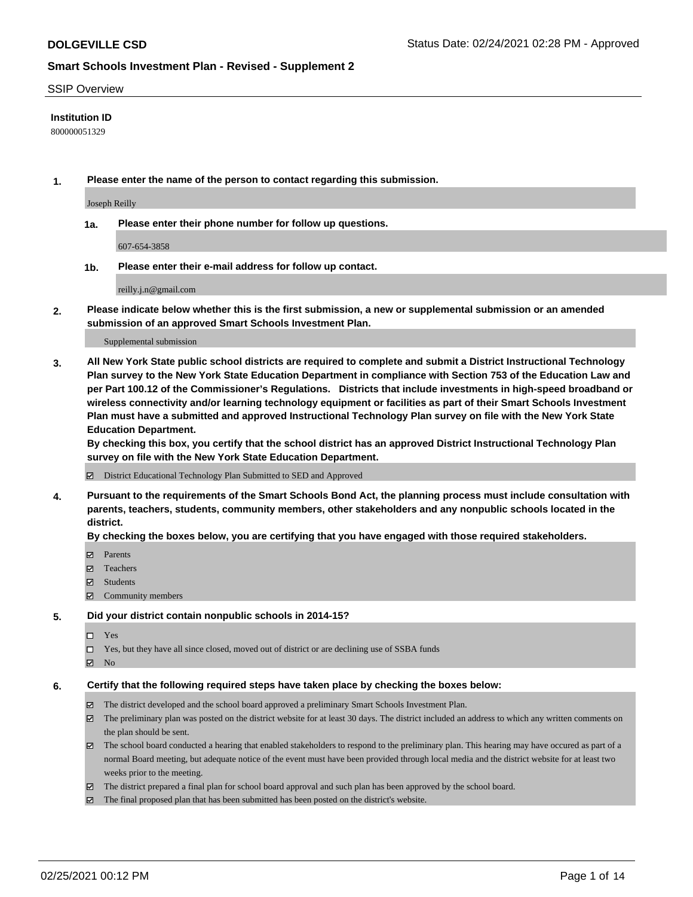**DOLGEVILLE CSD**

Status Date: 02/24/2021 02:28 PM - Approved

## Smart Schools Investment Plan - Revised - Supplement 2

SSIP Overview

**Institution ID**

800000051329

**1. Please enter the name of the person to contact regarding this submission.**

Joseph Reilly

**1a. Please enter their phone number for follow up questions.**

607-654-3858

**1b. Please enter their e-mail address for follow up contact.**

reilly.j.n@gmail.com

**2. Please indicate below whether this is the first submission, a new or supplemental submission or an amended submission of an approved Smart Schools Investment Plan.**

Supplemental submission

**3. All New York State public school districts are required to complete and submit a District Instructional Technology Plan survey to the New York State Education Department in compliance with Section 753 of the Education Law and per Part 100.12 of the Commissioner's Regulations. Districts that include investments in high-speed broadband or wireless connectivity and/or learning technology equipment or facilities as part of their Smart Schools Investment Plan must have a submitted and approved Instructional Technology Plan survey on file with the New York State Education Department.**

**By checking this box, you certify that the school district has an approved District Instructional Technology Plan survey on file with the New York State Education Department.**

☑ District Educational Technology Plan Submitted to SED and Approved

**4. Pursuant to the requirements of the Smart Schools Bond Act, the planning process must include consultation with parents, teachers, students, community members, other stakeholders and any nonpublic schools located in the district.**

**By checking the boxes below, you are certifying that you have engaged with those required stakeholders.**

☑ Parents
☑ Teachers
☑ Students
☑ Community members

**5. Did your district contain nonpublic schools in 2014-15?**

☐ Yes
☐ Yes, but they have all since closed, moved out of district or are declining use of SSBA funds
☑ No

**6. Certify that the following required steps have taken place by checking the boxes below:**

☑ The district developed and the school board approved a preliminary Smart Schools Investment Plan.
☑ The preliminary plan was posted on the district website for at least 30 days. The district included an address to which any written comments on the plan should be sent.
☑ The school board conducted a hearing that enabled stakeholders to respond to the preliminary plan. This hearing may have occured as part of a normal Board meeting, but adequate notice of the event must have been provided through local media and the district website for at least two weeks prior to the meeting.
☑ The district prepared a final plan for school board approval and such plan has been approved by the school board.
☑ The final proposed plan that has been submitted has been posted on the district's website.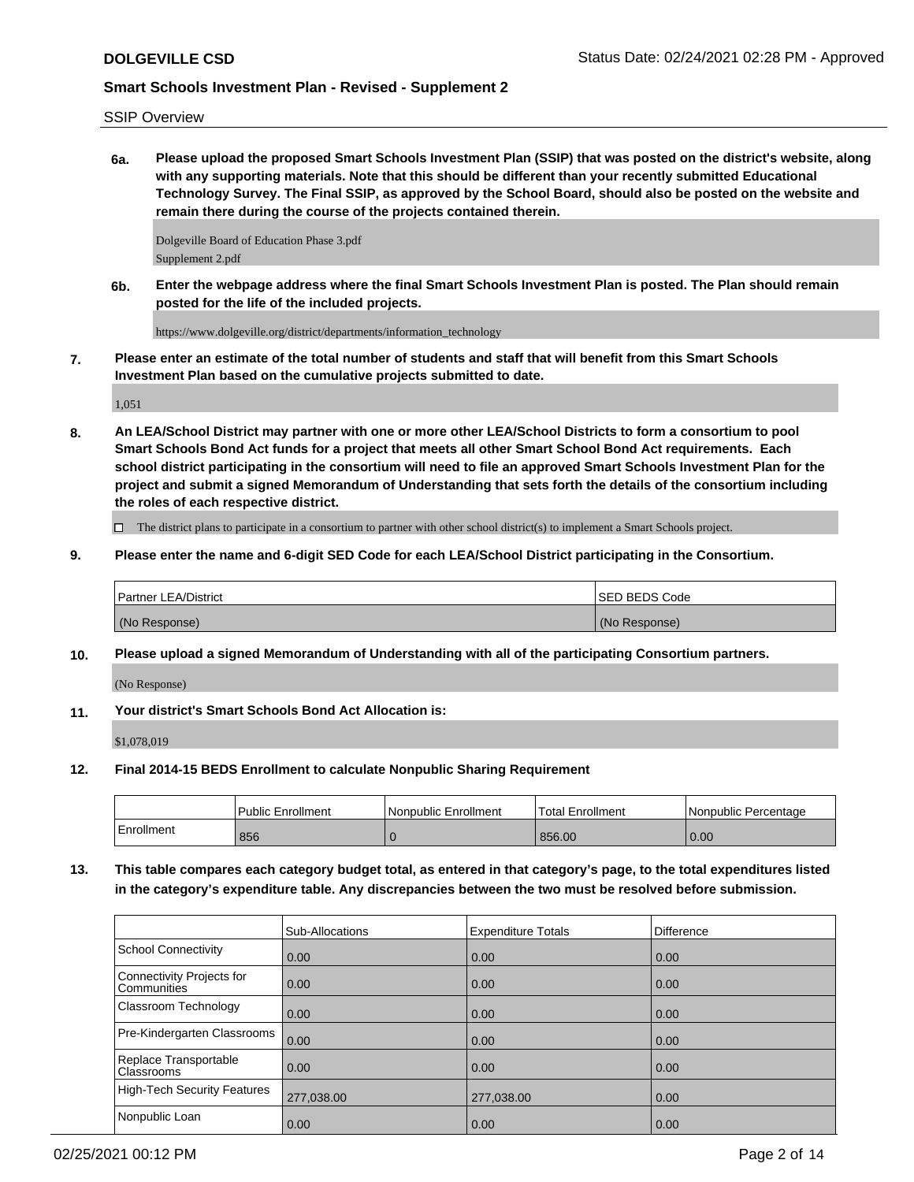SSIP Overview

**6a. Please upload the proposed Smart Schools Investment Plan (SSIP) that was posted on the district's website, along with any supporting materials. Note that this should be different than your recently submitted Educational Technology Survey. The Final SSIP, as approved by the School Board, should also be posted on the website and remain there during the course of the projects contained therein.**

Dolgeville Board of Education Phase 3.pdf
Supplement 2.pdf

**6b. Enter the webpage address where the final Smart Schools Investment Plan is posted. The Plan should remain posted for the life of the included projects.**

https://www.dolgeville.org/district/departments/information_technology

**7. Please enter an estimate of the total number of students and staff that will benefit from this Smart Schools Investment Plan based on the cumulative projects submitted to date.**

1,051

**8. An LEA/School District may partner with one or more other LEA/School Districts to form a consortium to pool Smart Schools Bond Act funds for a project that meets all other Smart School Bond Act requirements. Each school district participating in the consortium will need to file an approved Smart Schools Investment Plan for the project and submit a signed Memorandum of Understanding that sets forth the details of the consortium including the roles of each respective district.**

☐ The district plans to participate in a consortium to partner with other school district(s) to implement a Smart Schools project.

**9. Please enter the name and 6-digit SED Code for each LEA/School District participating in the Consortium.**

| Partner LEA/District | SED BEDS Code |
|---|---|
| (No Response) | (No Response) |

**10. Please upload a signed Memorandum of Understanding with all of the participating Consortium partners.**

(No Response)

**11. Your district's Smart Schools Bond Act Allocation is:**

$1,078,019

**12. Final 2014-15 BEDS Enrollment to calculate Nonpublic Sharing Requirement**

| | Public Enrollment | Nonpublic Enrollment | Total Enrollment | Nonpublic Percentage |
|---|---|---|---|---|
| Enrollment | 856 | 0 | 856.00 | 0.00 |

**13. This table compares each category budget total, as entered in that category's page, to the total expenditures listed in the category's expenditure table. Any discrepancies between the two must be resolved before submission.**

| | Sub-Allocations | Expenditure Totals | Difference |
|---|---|---|---|
| School Connectivity | 0.00 | 0.00 | 0.00 |
| Connectivity Projects for Communities | 0.00 | 0.00 | 0.00 |
| Classroom Technology | 0.00 | 0.00 | 0.00 |
| Pre-Kindergarten Classrooms | 0.00 | 0.00 | 0.00 |
| Replace Transportable Classrooms | 0.00 | 0.00 | 0.00 |
| High-Tech Security Features | 277,038.00 | 277,038.00 | 0.00 |
| Nonpublic Loan | 0.00 | 0.00 | 0.00 |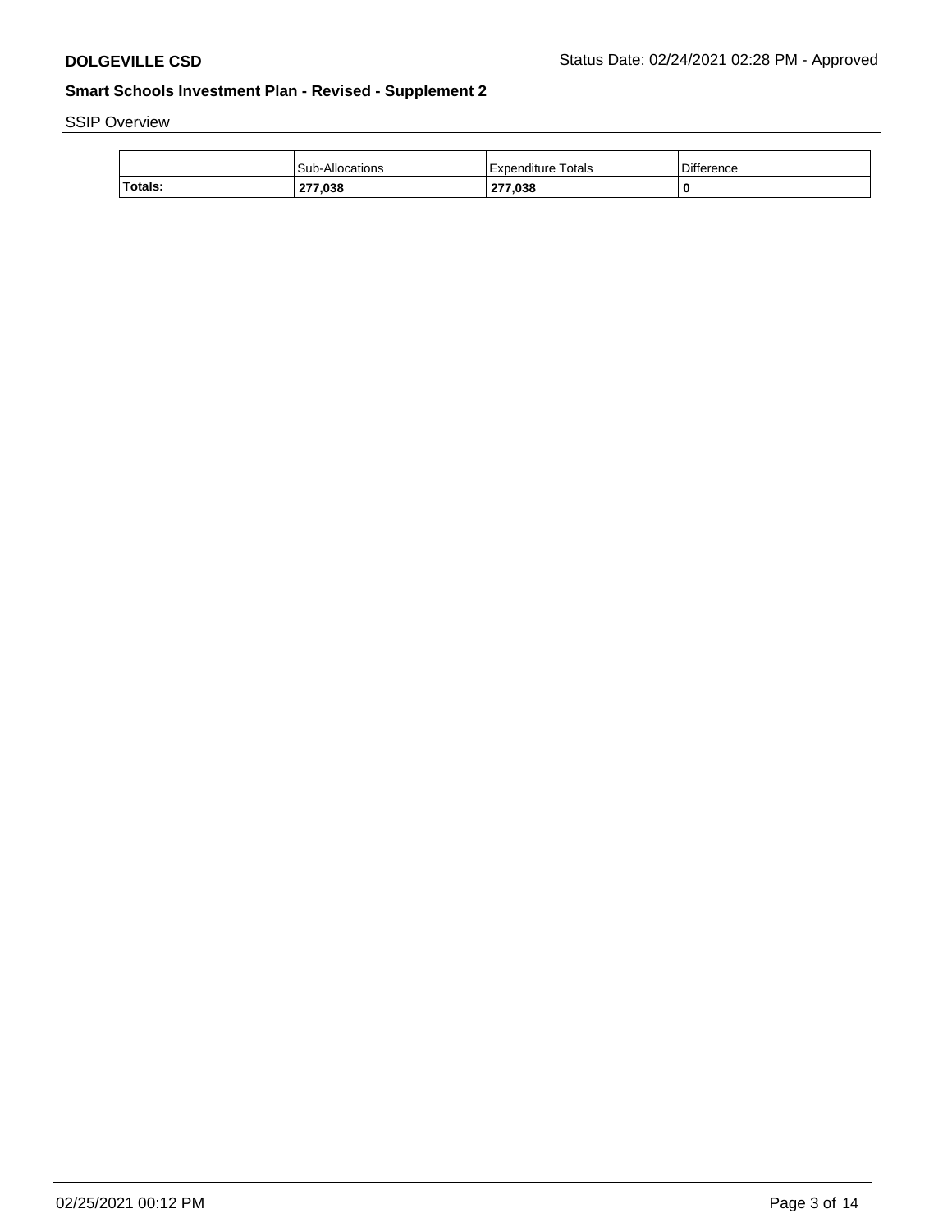SSIP Overview

| | Sub-Allocations | Expenditure Totals | Difference |
|---|---|---|---|
| **Totals:** | **277,038** | **277,038** | **0** |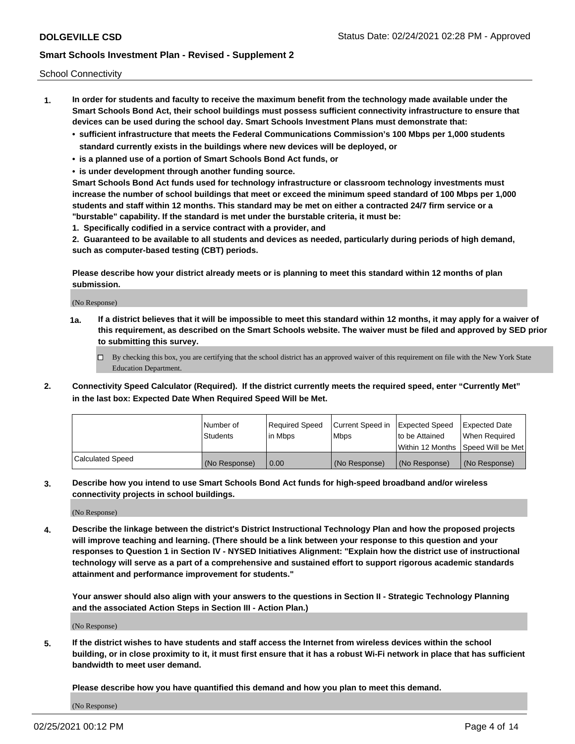School Connectivity

1. **In order for students and faculty to receive the maximum benefit from the technology made available under the Smart Schools Bond Act, their school buildings must possess sufficient connectivity infrastructure to ensure that devices can be used during the school day. Smart Schools Investment Plans must demonstrate that:**
   - **sufficient infrastructure that meets the Federal Communications Commission's 100 Mbps per 1,000 students standard currently exists in the buildings where new devices will be deployed, or**
   - **is a planned use of a portion of Smart Schools Bond Act funds, or**
   - **is under development through another funding source.**

   **Smart Schools Bond Act funds used for technology infrastructure or classroom technology investments must increase the number of school buildings that meet or exceed the minimum speed standard of 100 Mbps per 1,000 students and staff within 12 months. This standard may be met on either a contracted 24/7 firm service or a "burstable" capability. If the standard is met under the burstable criteria, it must be:**

   **1. Specifically codified in a service contract with a provider, and**

   **2. Guaranteed to be available to all students and devices as needed, particularly during periods of high demand, such as computer-based testing (CBT) periods.**

   **Please describe how your district already meets or is planning to meet this standard within 12 months of plan submission.**

   (No Response)

   **1a. If a district believes that it will be impossible to meet this standard within 12 months, it may apply for a waiver of this requirement, as described on the Smart Schools website. The waiver must be filed and approved by SED prior to submitting this survey.**

   ☐ By checking this box, you are certifying that the school district has an approved waiver of this requirement on file with the New York State Education Department.

2. **Connectivity Speed Calculator (Required). If the district currently meets the required speed, enter "Currently Met" in the last box: Expected Date When Required Speed Will be Met.**

| | Number of Students | Required Speed in Mbps | Current Speed in Mbps | Expected Speed to be Attained Within 12 Months | Expected Date When Required Speed Will be Met |
|---|---|---|---|---|---|
| Calculated Speed | (No Response) | 0.00 | (No Response) | (No Response) | (No Response) |

3. **Describe how you intend to use Smart Schools Bond Act funds for high-speed broadband and/or wireless connectivity projects in school buildings.**

   (No Response)

4. **Describe the linkage between the district's District Instructional Technology Plan and how the proposed projects will improve teaching and learning. (There should be a link between your response to this question and your responses to Question 1 in Section IV - NYSED Initiatives Alignment: "Explain how the district use of instructional technology will serve as a part of a comprehensive and sustained effort to support rigorous academic standards attainment and performance improvement for students."**

   **Your answer should also align with your answers to the questions in Section II - Strategic Technology Planning and the associated Action Steps in Section III - Action Plan.)**

   (No Response)

5. **If the district wishes to have students and staff access the Internet from wireless devices within the school building, or in close proximity to it, it must first ensure that it has a robust Wi-Fi network in place that has sufficient bandwidth to meet user demand.**

   **Please describe how you have quantified this demand and how you plan to meet this demand.**

   (No Response)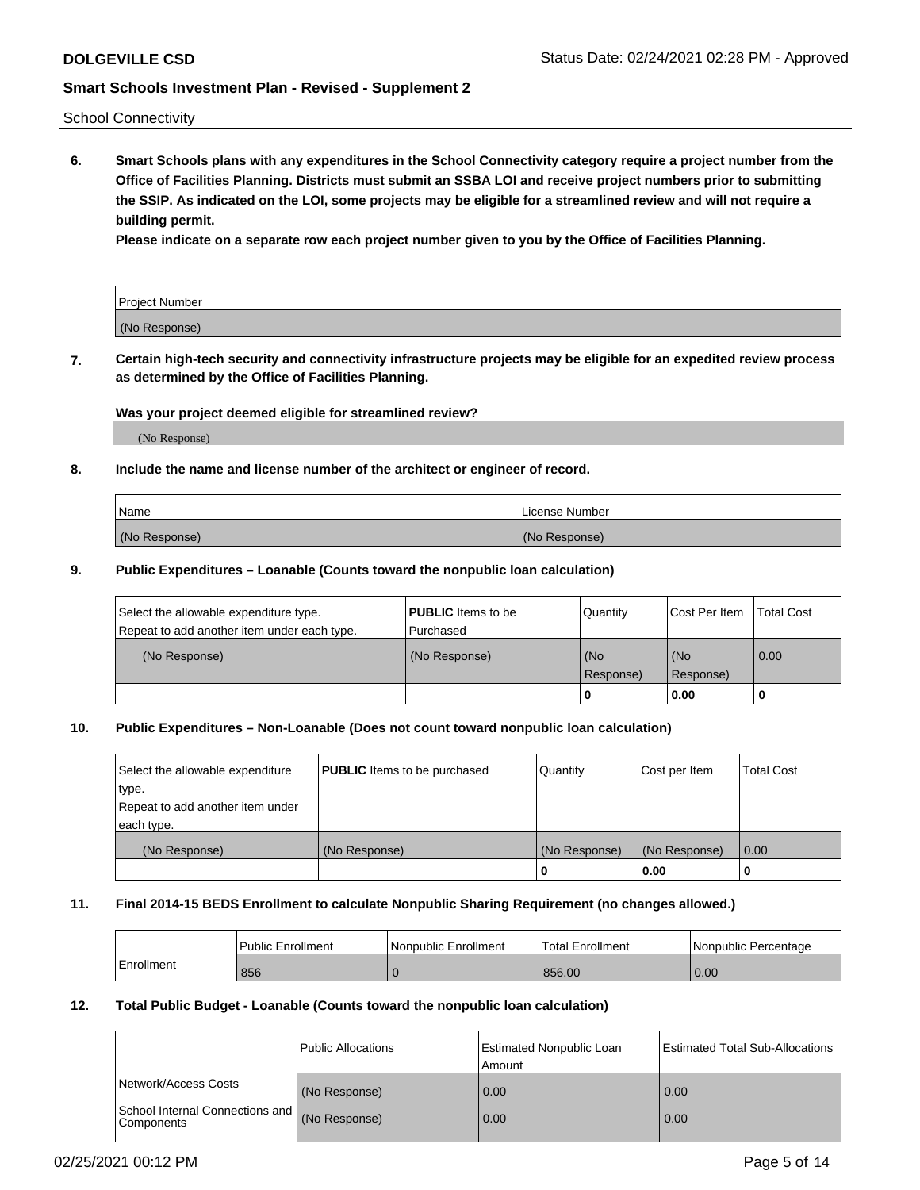School Connectivity

**6. Smart Schools plans with any expenditures in the School Connectivity category require a project number from the Office of Facilities Planning. Districts must submit an SSBA LOI and receive project numbers prior to submitting the SSIP. As indicated on the LOI, some projects may be eligible for a streamlined review and will not require a building permit.**

**Please indicate on a separate row each project number given to you by the Office of Facilities Planning.**

| Project Number |
| --- |
| (No Response) |

**7. Certain high-tech security and connectivity infrastructure projects may be eligible for an expedited review process as determined by the Office of Facilities Planning.**

**Was your project deemed eligible for streamlined review?**

(No Response)

**8. Include the name and license number of the architect or engineer of record.**

| Name | License Number |
| --- | --- |
| (No Response) | (No Response) |

**9. Public Expenditures – Loanable (Counts toward the nonpublic loan calculation)**

| Select the allowable expenditure type. Repeat to add another item under each type. | **PUBLIC** Items to be Purchased | Quantity | Cost Per Item | Total Cost |
| --- | --- | --- | --- | --- |
| (No Response) | (No Response) | (No Response) | (No Response) | 0.00 |
| | | 0 | 0.00 | 0 |

**10. Public Expenditures – Non-Loanable (Does not count toward nonpublic loan calculation)**

| Select the allowable expenditure type. Repeat to add another item under each type. | **PUBLIC** Items to be purchased | Quantity | Cost per Item | Total Cost |
| --- | --- | --- | --- | --- |
| (No Response) | (No Response) | (No Response) | (No Response) | 0.00 |
| | | 0 | 0.00 | 0 |

**11. Final 2014-15 BEDS Enrollment to calculate Nonpublic Sharing Requirement (no changes allowed.)**

| | Public Enrollment | Nonpublic Enrollment | Total Enrollment | Nonpublic Percentage |
| --- | --- | --- | --- | --- |
| Enrollment | 856 | 0 | 856.00 | 0.00 |

**12. Total Public Budget - Loanable (Counts toward the nonpublic loan calculation)**

| | Public Allocations | Estimated Nonpublic Loan Amount | Estimated Total Sub-Allocations |
| --- | --- | --- | --- |
| Network/Access Costs | (No Response) | 0.00 | 0.00 |
| School Internal Connections and Components | (No Response) | 0.00 | 0.00 |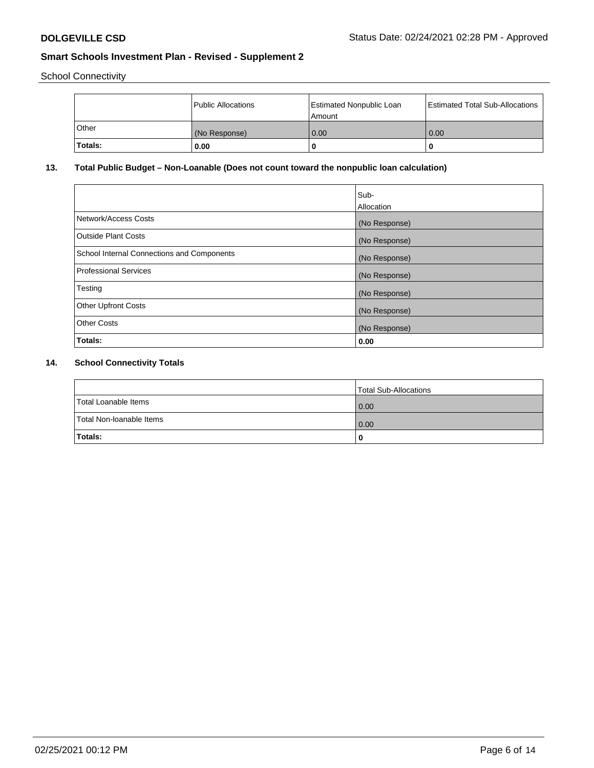School Connectivity

|  | Public Allocations | Estimated Nonpublic Loan Amount | Estimated Total Sub-Allocations |
|---|---|---|---|
| Other | (No Response) | 0.00 | 0.00 |
| **Totals:** | **0.00** | **0** | **0** |

## 13. Total Public Budget – Non-Loanable (Does not count toward the nonpublic loan calculation)

|  | Sub-Allocation |
|---|---|
| Network/Access Costs | (No Response) |
| Outside Plant Costs | (No Response) |
| School Internal Connections and Components | (No Response) |
| Professional Services | (No Response) |
| Testing | (No Response) |
| Other Upfront Costs | (No Response) |
| Other Costs | (No Response) |
| **Totals:** | **0.00** |

## 14. School Connectivity Totals

|  | Total Sub-Allocations |
|---|---|
| Total Loanable Items | 0.00 |
| Total Non-loanable Items | 0.00 |
| **Totals:** | **0** |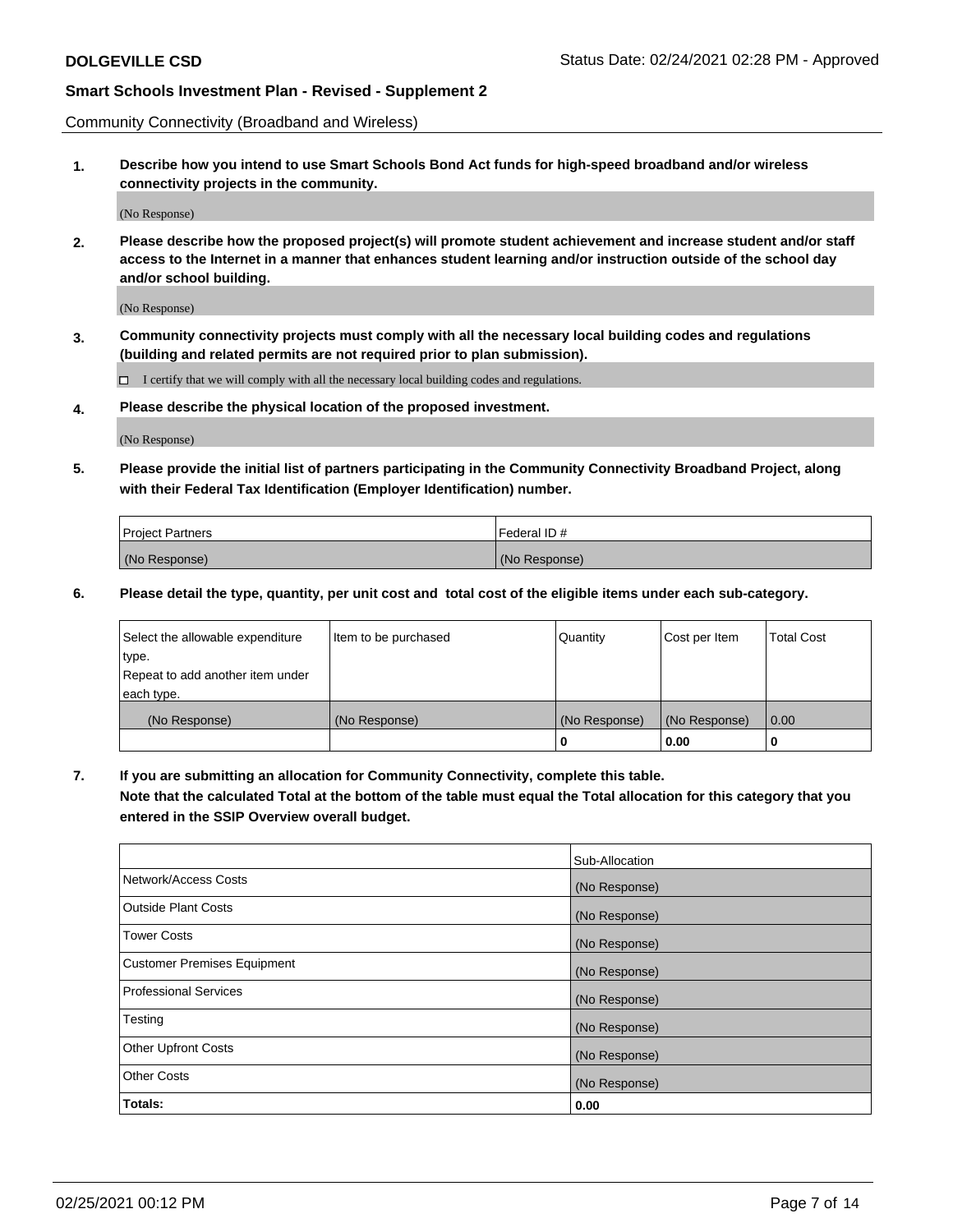Community Connectivity (Broadband and Wireless)

**1. Describe how you intend to use Smart Schools Bond Act funds for high-speed broadband and/or wireless connectivity projects in the community.**

(No Response)

**2. Please describe how the proposed project(s) will promote student achievement and increase student and/or staff access to the Internet in a manner that enhances student learning and/or instruction outside of the school day and/or school building.**

(No Response)

**3. Community connectivity projects must comply with all the necessary local building codes and regulations (building and related permits are not required prior to plan submission).**

☐ I certify that we will comply with all the necessary local building codes and regulations.

**4. Please describe the physical location of the proposed investment.**

(No Response)

**5. Please provide the initial list of partners participating in the Community Connectivity Broadband Project, along with their Federal Tax Identification (Employer Identification) number.**

| Project Partners | Federal ID # |
|---|---|
| (No Response) | (No Response) |

**6. Please detail the type, quantity, per unit cost and total cost of the eligible items under each sub-category.**

| Select the allowable expenditure type. Repeat to add another item under each type. | Item to be purchased | Quantity | Cost per Item | Total Cost |
|---|---|---|---|---|
| (No Response) | (No Response) | (No Response) | (No Response) | 0.00 |
| | | 0 | 0.00 | 0 |

**7. If you are submitting an allocation for Community Connectivity, complete this table. Note that the calculated Total at the bottom of the table must equal the Total allocation for this category that you entered in the SSIP Overview overall budget.**

| | Sub-Allocation |
|---|---|
| Network/Access Costs | (No Response) |
| Outside Plant Costs | (No Response) |
| Tower Costs | (No Response) |
| Customer Premises Equipment | (No Response) |
| Professional Services | (No Response) |
| Testing | (No Response) |
| Other Upfront Costs | (No Response) |
| Other Costs | (No Response) |
| **Totals:** | **0.00** |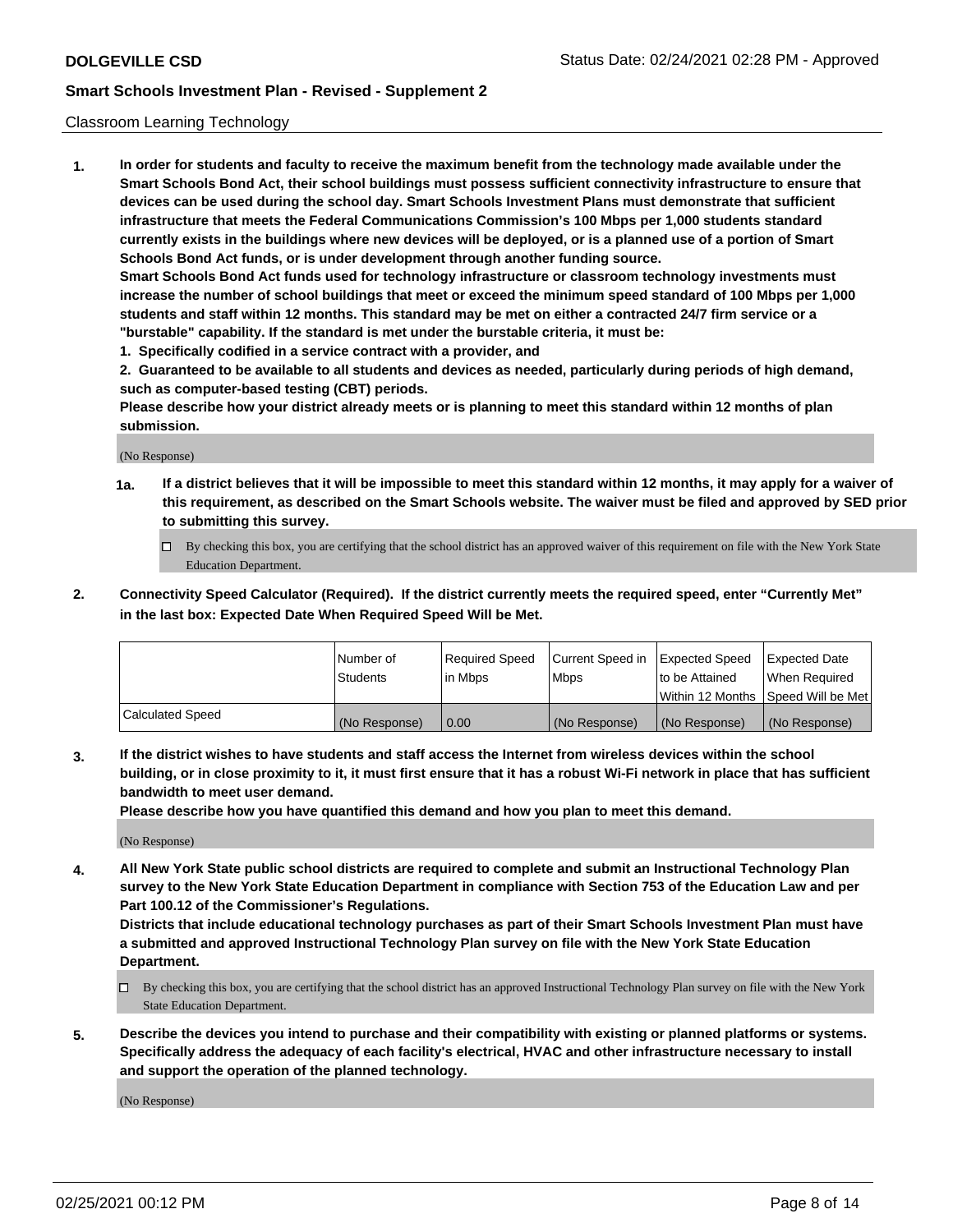**DOLGEVILLE CSD** Status Date: 02/24/2021 02:28 PM - Approved

**Smart Schools Investment Plan - Revised - Supplement 2**

Classroom Learning Technology

1. **In order for students and faculty to receive the maximum benefit from the technology made available under the Smart Schools Bond Act, their school buildings must possess sufficient connectivity infrastructure to ensure that devices can be used during the school day. Smart Schools Investment Plans must demonstrate that sufficient infrastructure that meets the Federal Communications Commission's 100 Mbps per 1,000 students standard currently exists in the buildings where new devices will be deployed, or is a planned use of a portion of Smart Schools Bond Act funds, or is under development through another funding source.**
   **Smart Schools Bond Act funds used for technology infrastructure or classroom technology investments must increase the number of school buildings that meet or exceed the minimum speed standard of 100 Mbps per 1,000 students and staff within 12 months. This standard may be met on either a contracted 24/7 firm service or a "burstable" capability. If the standard is met under the burstable criteria, it must be:**
   **1. Specifically codified in a service contract with a provider, and**
   **2. Guaranteed to be available to all students and devices as needed, particularly during periods of high demand, such as computer-based testing (CBT) periods.**
   **Please describe how your district already meets or is planning to meet this standard within 12 months of plan submission.**

   (No Response)

   **1a. If a district believes that it will be impossible to meet this standard within 12 months, it may apply for a waiver of this requirement, as described on the Smart Schools website. The waiver must be filed and approved by SED prior to submitting this survey.**

   ☐ By checking this box, you are certifying that the school district has an approved waiver of this requirement on file with the New York State Education Department.

2. **Connectivity Speed Calculator (Required). If the district currently meets the required speed, enter "Currently Met" in the last box: Expected Date When Required Speed Will be Met.**

| | Number of Students | Required Speed in Mbps | Current Speed in Mbps | Expected Speed to be Attained Within 12 Months | Expected Date When Required Speed Will be Met |
|---|---|---|---|---|---|
| Calculated Speed | (No Response) | 0.00 | (No Response) | (No Response) | (No Response) |

3. **If the district wishes to have students and staff access the Internet from wireless devices within the school building, or in close proximity to it, it must first ensure that it has a robust Wi-Fi network in place that has sufficient bandwidth to meet user demand.**
   **Please describe how you have quantified this demand and how you plan to meet this demand.**

   (No Response)

4. **All New York State public school districts are required to complete and submit an Instructional Technology Plan survey to the New York State Education Department in compliance with Section 753 of the Education Law and per Part 100.12 of the Commissioner's Regulations.**
   **Districts that include educational technology purchases as part of their Smart Schools Investment Plan must have a submitted and approved Instructional Technology Plan survey on file with the New York State Education Department.**

   ☐ By checking this box, you are certifying that the school district has an approved Instructional Technology Plan survey on file with the New York State Education Department.

5. **Describe the devices you intend to purchase and their compatibility with existing or planned platforms or systems. Specifically address the adequacy of each facility's electrical, HVAC and other infrastructure necessary to install and support the operation of the planned technology.**

   (No Response)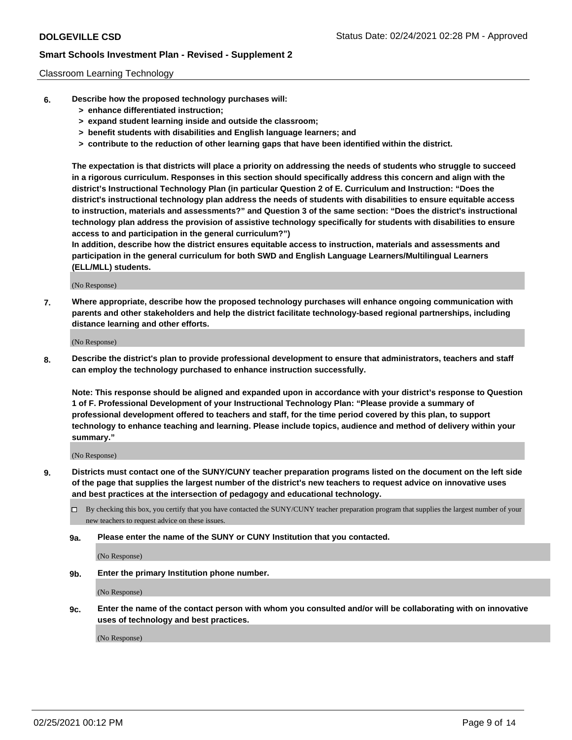Classroom Learning Technology

**6. Describe how the proposed technology purchases will:**
   - **> enhance differentiated instruction;**
   - **> expand student learning inside and outside the classroom;**
   - **> benefit students with disabilities and English language learners; and**
   - **> contribute to the reduction of other learning gaps that have been identified within the district.**

**The expectation is that districts will place a priority on addressing the needs of students who struggle to succeed in a rigorous curriculum. Responses in this section should specifically address this concern and align with the district's Instructional Technology Plan (in particular Question 2 of E. Curriculum and Instruction: "Does the district's instructional technology plan address the needs of students with disabilities to ensure equitable access to instruction, materials and assessments?" and Question 3 of the same section: "Does the district's instructional technology plan address the provision of assistive technology specifically for students with disabilities to ensure access to and participation in the general curriculum?")**
**In addition, describe how the district ensures equitable access to instruction, materials and assessments and participation in the general curriculum for both SWD and English Language Learners/Multilingual Learners (ELL/MLL) students.**

(No Response)

**7. Where appropriate, describe how the proposed technology purchases will enhance ongoing communication with parents and other stakeholders and help the district facilitate technology-based regional partnerships, including distance learning and other efforts.**

(No Response)

**8. Describe the district's plan to provide professional development to ensure that administrators, teachers and staff can employ the technology purchased to enhance instruction successfully.**

**Note: This response should be aligned and expanded upon in accordance with your district's response to Question 1 of F. Professional Development of your Instructional Technology Plan: "Please provide a summary of professional development offered to teachers and staff, for the time period covered by this plan, to support technology to enhance teaching and learning. Please include topics, audience and method of delivery within your summary."**

(No Response)

**9. Districts must contact one of the SUNY/CUNY teacher preparation programs listed on the document on the left side of the page that supplies the largest number of the district's new teachers to request advice on innovative uses and best practices at the intersection of pedagogy and educational technology.**

☐ By checking this box, you certify that you have contacted the SUNY/CUNY teacher preparation program that supplies the largest number of your new teachers to request advice on these issues.

**9a. Please enter the name of the SUNY or CUNY Institution that you contacted.**

(No Response)

**9b. Enter the primary Institution phone number.**

(No Response)

**9c. Enter the name of the contact person with whom you consulted and/or will be collaborating with on innovative uses of technology and best practices.**

(No Response)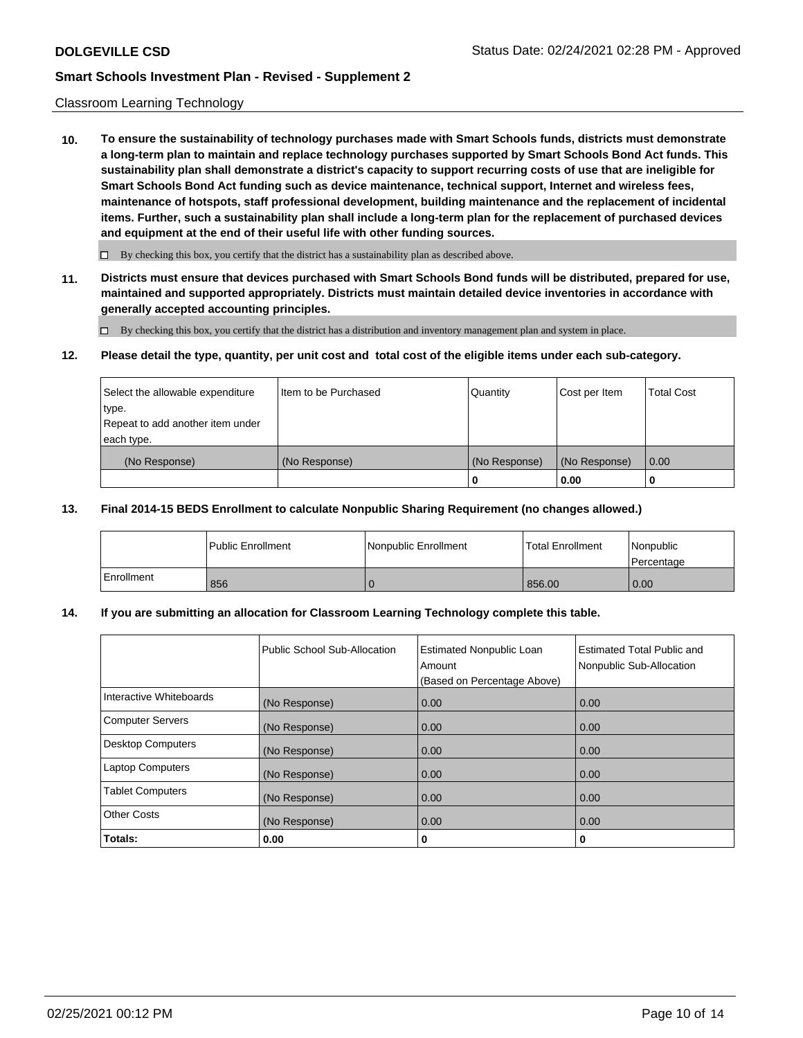Classroom Learning Technology

**10. To ensure the sustainability of technology purchases made with Smart Schools funds, districts must demonstrate a long-term plan to maintain and replace technology purchases supported by Smart Schools Bond Act funds. This sustainability plan shall demonstrate a district's capacity to support recurring costs of use that are ineligible for Smart Schools Bond Act funding such as device maintenance, technical support, Internet and wireless fees, maintenance of hotspots, staff professional development, building maintenance and the replacement of incidental items. Further, such a sustainability plan shall include a long-term plan for the replacement of purchased devices and equipment at the end of their useful life with other funding sources.**

☐ By checking this box, you certify that the district has a sustainability plan as described above.

**11. Districts must ensure that devices purchased with Smart Schools Bond funds will be distributed, prepared for use, maintained and supported appropriately. Districts must maintain detailed device inventories in accordance with generally accepted accounting principles.**

☐ By checking this box, you certify that the district has a distribution and inventory management plan and system in place.

**12. Please detail the type, quantity, per unit cost and total cost of the eligible items under each sub-category.**

| Select the allowable expenditure type. Repeat to add another item under each type. | Item to be Purchased | Quantity | Cost per Item | Total Cost |
|---|---|---|---|---|
| (No Response) | (No Response) | (No Response) | (No Response) | 0.00 |
| | | **0** | **0.00** | **0** |

**13. Final 2014-15 BEDS Enrollment to calculate Nonpublic Sharing Requirement (no changes allowed.)**

| | Public Enrollment | Nonpublic Enrollment | Total Enrollment | Nonpublic Percentage |
|---|---|---|---|---|
| Enrollment | 856 | 0 | 856.00 | 0.00 |

**14. If you are submitting an allocation for Classroom Learning Technology complete this table.**

| | Public School Sub-Allocation | Estimated Nonpublic Loan Amount (Based on Percentage Above) | Estimated Total Public and Nonpublic Sub-Allocation |
|---|---|---|---|
| Interactive Whiteboards | (No Response) | 0.00 | 0.00 |
| Computer Servers | (No Response) | 0.00 | 0.00 |
| Desktop Computers | (No Response) | 0.00 | 0.00 |
| Laptop Computers | (No Response) | 0.00 | 0.00 |
| Tablet Computers | (No Response) | 0.00 | 0.00 |
| Other Costs | (No Response) | 0.00 | 0.00 |
| **Totals:** | **0.00** | **0** | **0** |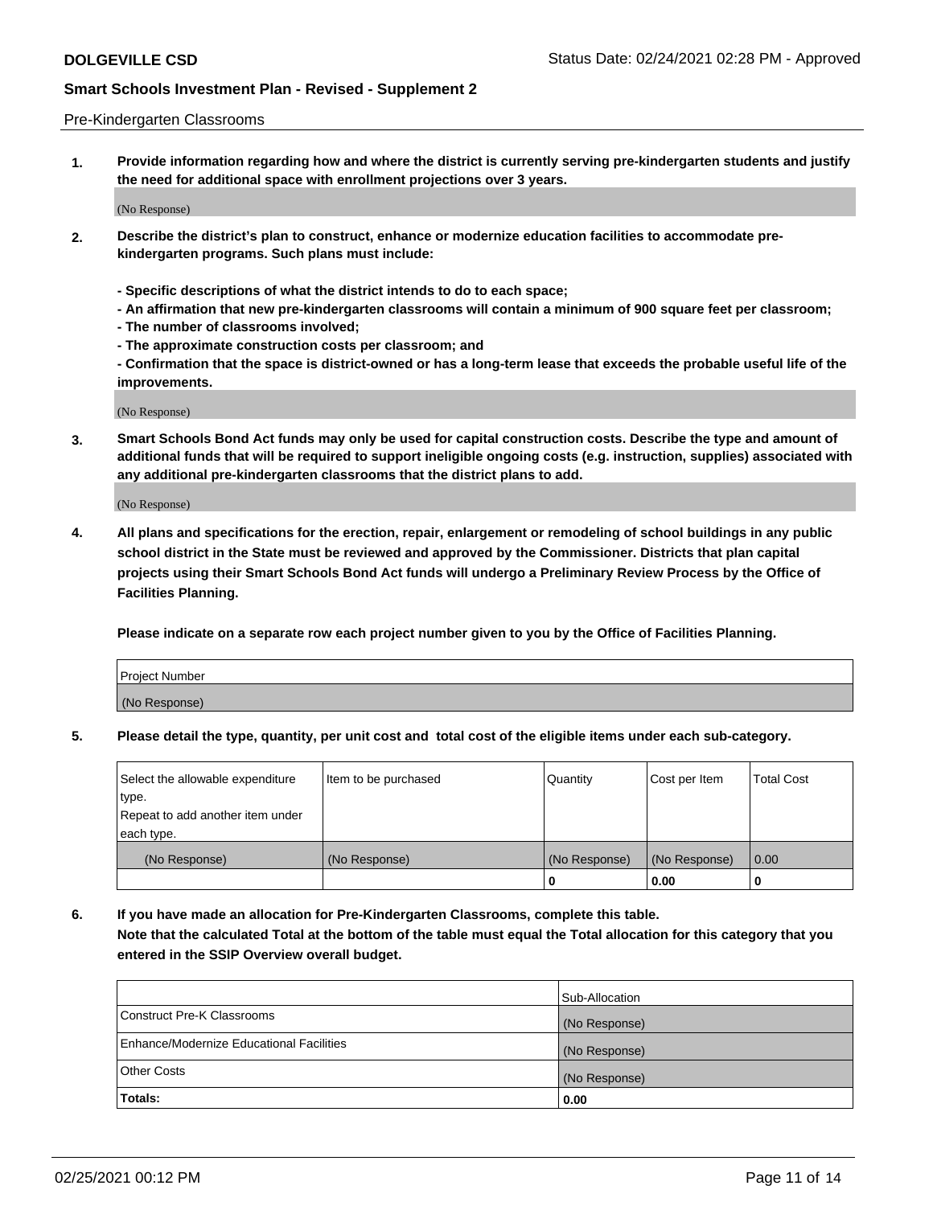Pre-Kindergarten Classrooms

**1. Provide information regarding how and where the district is currently serving pre-kindergarten students and justify the need for additional space with enrollment projections over 3 years.**

(No Response)

**2. Describe the district's plan to construct, enhance or modernize education facilities to accommodate pre-kindergarten programs. Such plans must include:**

**- Specific descriptions of what the district intends to do to each space;**
**- An affirmation that new pre-kindergarten classrooms will contain a minimum of 900 square feet per classroom;**
**- The number of classrooms involved;**
**- The approximate construction costs per classroom; and**
**- Confirmation that the space is district-owned or has a long-term lease that exceeds the probable useful life of the improvements.**

(No Response)

**3. Smart Schools Bond Act funds may only be used for capital construction costs. Describe the type and amount of additional funds that will be required to support ineligible ongoing costs (e.g. instruction, supplies) associated with any additional pre-kindergarten classrooms that the district plans to add.**

(No Response)

**4. All plans and specifications for the erection, repair, enlargement or remodeling of school buildings in any public school district in the State must be reviewed and approved by the Commissioner. Districts that plan capital projects using their Smart Schools Bond Act funds will undergo a Preliminary Review Process by the Office of Facilities Planning.**

**Please indicate on a separate row each project number given to you by the Office of Facilities Planning.**

| Project Number |
|---|
| (No Response) |

**5. Please detail the type, quantity, per unit cost and total cost of the eligible items under each sub-category.**

| Select the allowable expenditure type. Repeat to add another item under each type. | Item to be purchased | Quantity | Cost per Item | Total Cost |
|---|---|---|---|---|
| (No Response) | (No Response) | (No Response) | (No Response) | 0.00 |
| | | 0 | 0.00 | 0 |

**6. If you have made an allocation for Pre-Kindergarten Classrooms, complete this table. Note that the calculated Total at the bottom of the table must equal the Total allocation for this category that you entered in the SSIP Overview overall budget.**

| | Sub-Allocation |
|---|---|
| Construct Pre-K Classrooms | (No Response) |
| Enhance/Modernize Educational Facilities | (No Response) |
| Other Costs | (No Response) |
| **Totals:** | **0.00** |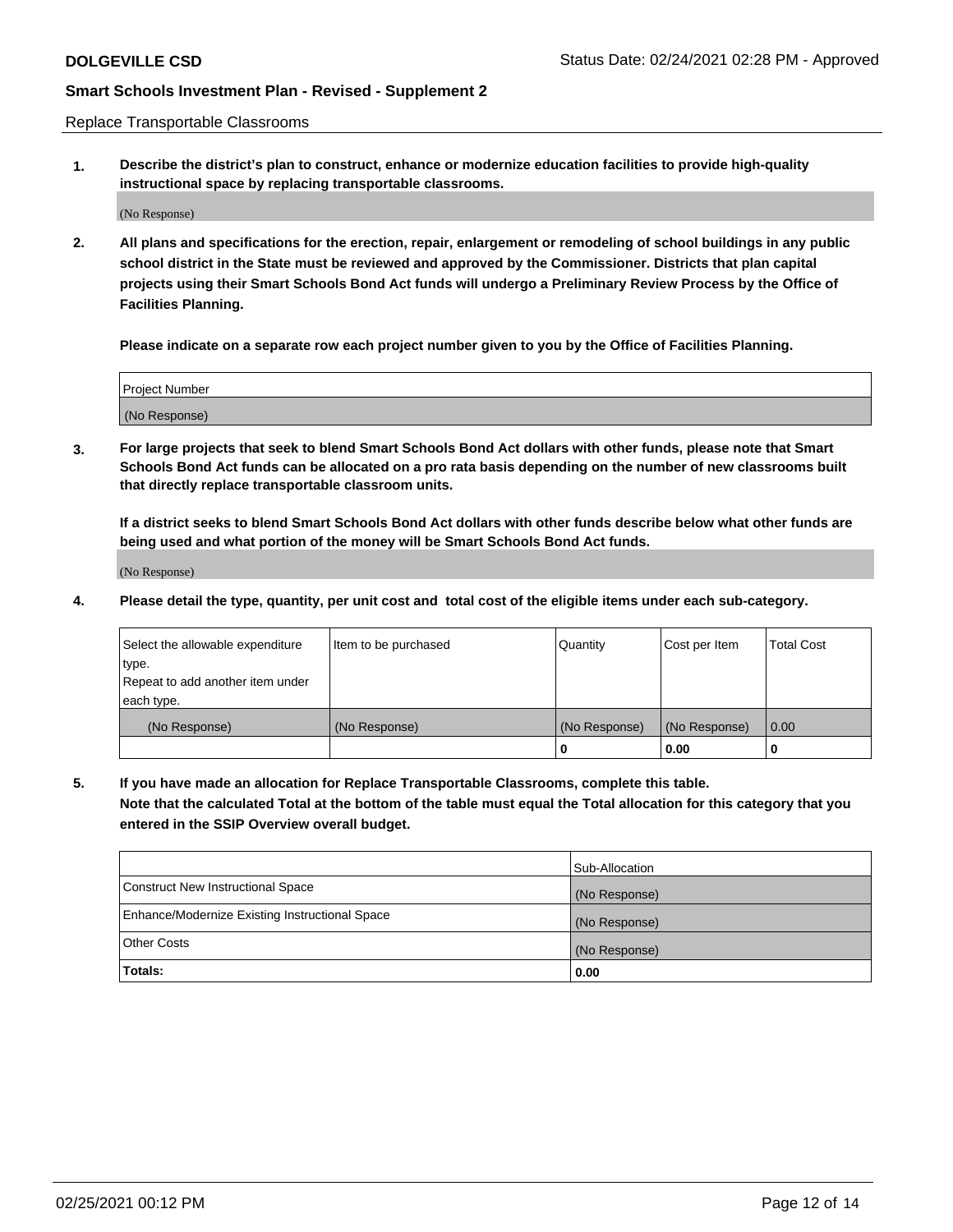Replace Transportable Classrooms

**1. Describe the district's plan to construct, enhance or modernize education facilities to provide high-quality instructional space by replacing transportable classrooms.**

(No Response)

**2. All plans and specifications for the erection, repair, enlargement or remodeling of school buildings in any public school district in the State must be reviewed and approved by the Commissioner. Districts that plan capital projects using their Smart Schools Bond Act funds will undergo a Preliminary Review Process by the Office of Facilities Planning.**

**Please indicate on a separate row each project number given to you by the Office of Facilities Planning.**

| Project Number |
| --- |
| (No Response) |

**3. For large projects that seek to blend Smart Schools Bond Act dollars with other funds, please note that Smart Schools Bond Act funds can be allocated on a pro rata basis depending on the number of new classrooms built that directly replace transportable classroom units.**

**If a district seeks to blend Smart Schools Bond Act dollars with other funds describe below what other funds are being used and what portion of the money will be Smart Schools Bond Act funds.**

(No Response)

**4. Please detail the type, quantity, per unit cost and total cost of the eligible items under each sub-category.**

| Select the allowable expenditure type. Repeat to add another item under each type. | Item to be purchased | Quantity | Cost per Item | Total Cost |
| --- | --- | --- | --- | --- |
| (No Response) | (No Response) | (No Response) | (No Response) | 0.00 |
| | | 0 | 0.00 | 0 |

**5. If you have made an allocation for Replace Transportable Classrooms, complete this table. Note that the calculated Total at the bottom of the table must equal the Total allocation for this category that you entered in the SSIP Overview overall budget.**

| | Sub-Allocation |
| --- | --- |
| Construct New Instructional Space | (No Response) |
| Enhance/Modernize Existing Instructional Space | (No Response) |
| Other Costs | (No Response) |
| **Totals:** | **0.00** |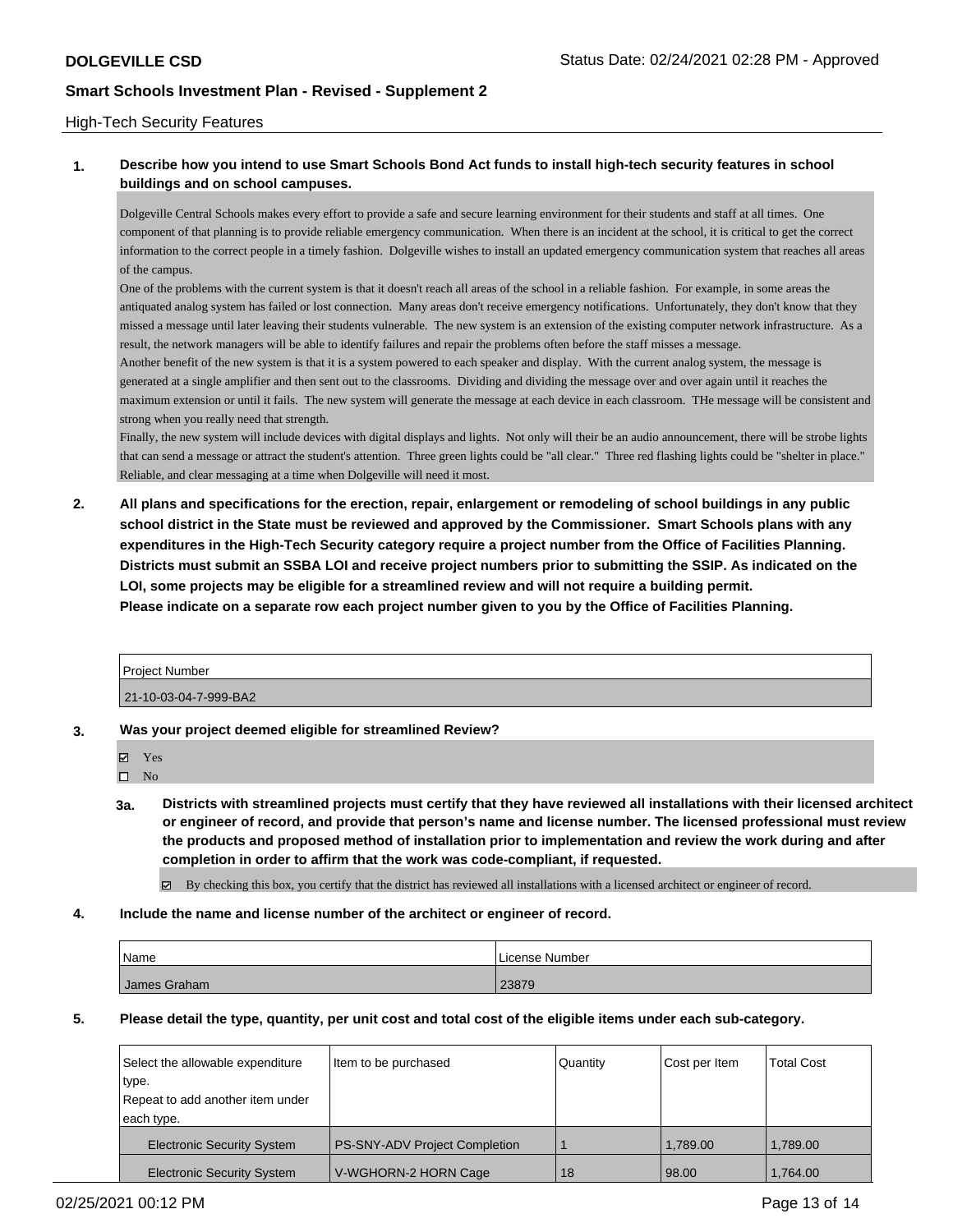## High-Tech Security Features

**1. Describe how you intend to use Smart Schools Bond Act funds to install high-tech security features in school buildings and on school campuses.**

Dolgeville Central Schools makes every effort to provide a safe and secure learning environment for their students and staff at all times. One component of that planning is to provide reliable emergency communication. When there is an incident at the school, it is critical to get the correct information to the correct people in a timely fashion. Dolgeville wishes to install an updated emergency communication system that reaches all areas of the campus.

One of the problems with the current system is that it doesn't reach all areas of the school in a reliable fashion. For example, in some areas the antiquated analog system has failed or lost connection. Many areas don't receive emergency notifications. Unfortunately, they don't know that they missed a message until later leaving their students vulnerable. The new system is an extension of the existing computer network infrastructure. As a result, the network managers will be able to identify failures and repair the problems often before the staff misses a message.

Another benefit of the new system is that it is a system powered to each speaker and display. With the current analog system, the message is generated at a single amplifier and then sent out to the classrooms. Dividing and dividing the message over and over again until it reaches the maximum extension or until it fails. The new system will generate the message at each device in each classroom. THe message will be consistent and strong when you really need that strength.

Finally, the new system will include devices with digital displays and lights. Not only will their be an audio announcement, there will be strobe lights that can send a message or attract the student's attention. Three green lights could be "all clear." Three red flashing lights could be "shelter in place." Reliable, and clear messaging at a time when Dolgeville will need it most.

**2. All plans and specifications for the erection, repair, enlargement or remodeling of school buildings in any public school district in the State must be reviewed and approved by the Commissioner. Smart Schools plans with any expenditures in the High-Tech Security category require a project number from the Office of Facilities Planning. Districts must submit an SSBA LOI and receive project numbers prior to submitting the SSIP. As indicated on the LOI, some projects may be eligible for a streamlined review and will not require a building permit. Please indicate on a separate row each project number given to you by the Office of Facilities Planning.**

| Project Number |
|---|
| 21-10-03-04-7-999-BA2 |

**3. Was your project deemed eligible for streamlined Review?**

- ☑ Yes
- ☐ No

**3a. Districts with streamlined projects must certify that they have reviewed all installations with their licensed architect or engineer of record, and provide that person's name and license number. The licensed professional must review the products and proposed method of installation prior to implementation and review the work during and after completion in order to affirm that the work was code-compliant, if requested.**

☑ By checking this box, you certify that the district has reviewed all installations with a licensed architect or engineer of record.

**4. Include the name and license number of the architect or engineer of record.**

| Name | License Number |
|---|---|
| James Graham | 23879 |

**5. Please detail the type, quantity, per unit cost and total cost of the eligible items under each sub-category.**

| Select the allowable expenditure type. Repeat to add another item under each type. | Item to be purchased | Quantity | Cost per Item | Total Cost |
|---|---|---|---|---|
| Electronic Security System | PS-SNY-ADV Project Completion | 1 | 1,789.00 | 1,789.00 |
| Electronic Security System | V-WGHORN-2 HORN Cage | 18 | 98.00 | 1,764.00 |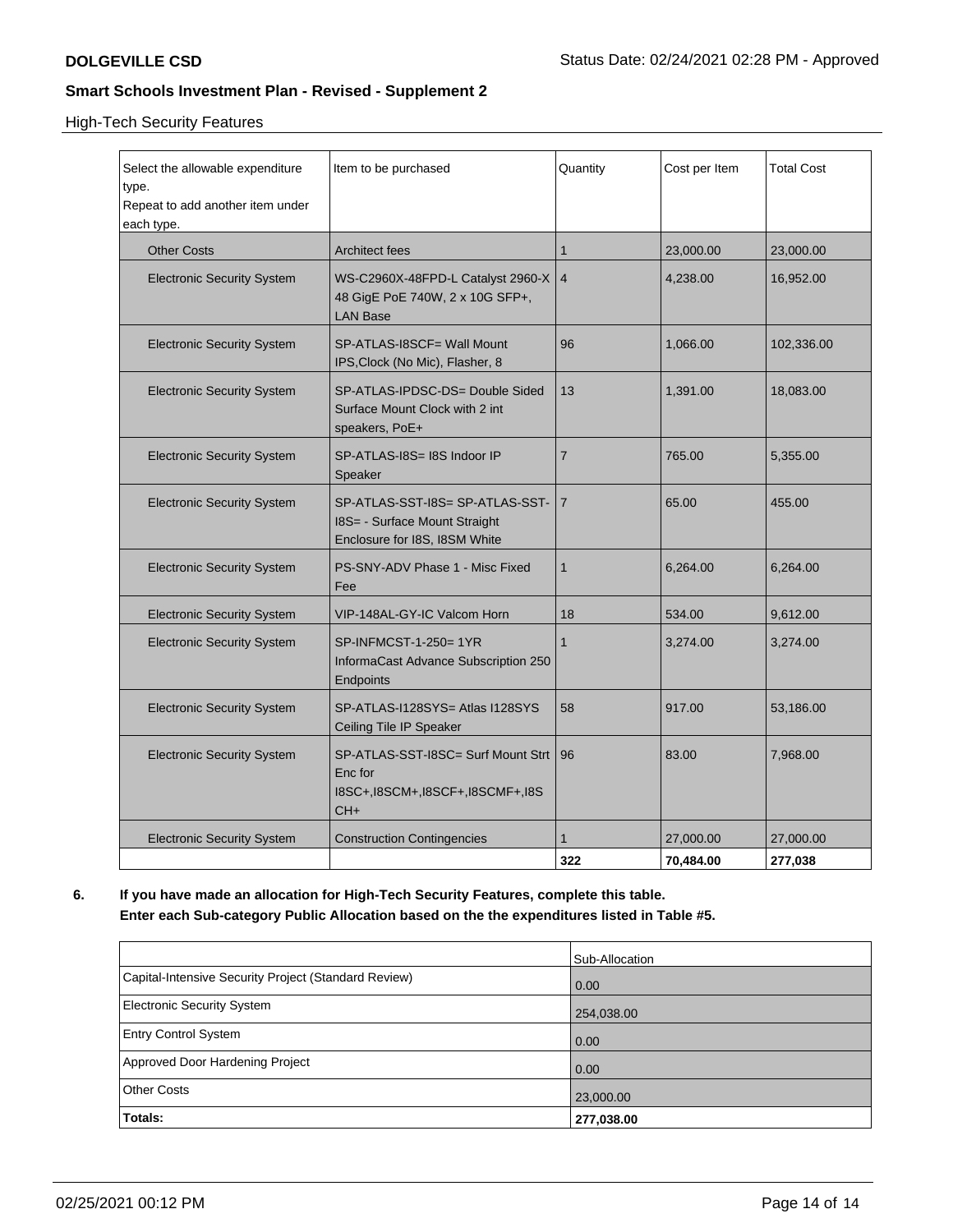High-Tech Security Features

| Select the allowable expenditure type.<br>Repeat to add another item under each type. | Item to be purchased | Quantity | Cost per Item | Total Cost |
|---|---|---|---|---|
| Other Costs | Architect fees | 1 | 23,000.00 | 23,000.00 |
| Electronic Security System | WS-C2960X-48FPD-L Catalyst 2960-X 48 GigE PoE 740W, 2 x 10G SFP+, LAN Base | 4 | 4,238.00 | 16,952.00 |
| Electronic Security System | SP-ATLAS-I8SCF= Wall Mount IPS,Clock (No Mic), Flasher, 8 | 96 | 1,066.00 | 102,336.00 |
| Electronic Security System | SP-ATLAS-IPDSC-DS= Double Sided Surface Mount Clock with 2 int speakers, PoE+ | 13 | 1,391.00 | 18,083.00 |
| Electronic Security System | SP-ATLAS-I8S= I8S Indoor IP Speaker | 7 | 765.00 | 5,355.00 |
| Electronic Security System | SP-ATLAS-SST-I8S= SP-ATLAS-SST-I8S= - Surface Mount Straight Enclosure for I8S, I8SM White | 7 | 65.00 | 455.00 |
| Electronic Security System | PS-SNY-ADV Phase 1 - Misc Fixed Fee | 1 | 6,264.00 | 6,264.00 |
| Electronic Security System | VIP-148AL-GY-IC Valcom Horn | 18 | 534.00 | 9,612.00 |
| Electronic Security System | SP-INFMCST-1-250= 1YR InformaCast Advance Subscription 250 Endpoints | 1 | 3,274.00 | 3,274.00 |
| Electronic Security System | SP-ATLAS-I128SYS= Atlas I128SYS Ceiling Tile IP Speaker | 58 | 917.00 | 53,186.00 |
| Electronic Security System | SP-ATLAS-SST-I8SC= Surf Mount Strt Enc for I8SC+,I8SCM+,I8SCF+,I8SCMF+,I8SCH+ | 96 | 83.00 | 7,968.00 |
| Electronic Security System | Construction Contingencies | 1 | 27,000.00 | 27,000.00 |
| | | **322** | **70,484.00** | **277,038** |

**6. If you have made an allocation for High-Tech Security Features, complete this table.**
**Enter each Sub-category Public Allocation based on the the expenditures listed in Table #5.**

| | Sub-Allocation |
|---|---|
| Capital-Intensive Security Project (Standard Review) | 0.00 |
| Electronic Security System | 254,038.00 |
| Entry Control System | 0.00 |
| Approved Door Hardening Project | 0.00 |
| Other Costs | 23,000.00 |
| **Totals:** | **277,038.00** |